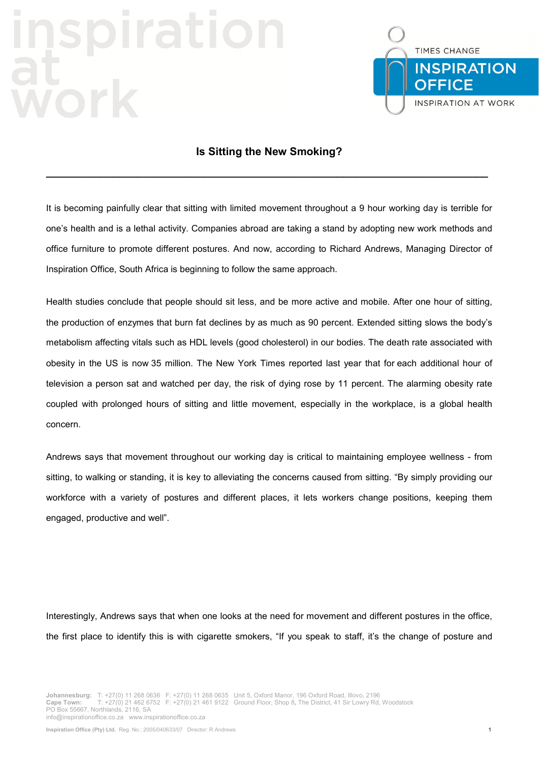# Is Sitting the New Smoking?

It is becoming painfully clear that sitting with limited movement throughout a 9 hour working day is terrible for one's health and is a lethal activity. Companies abroad are taking a stand by adopting new work methods and office furniture to promote different postures. And now, according to Richard Andrews, Managing Director of Inspiration Office, South Africa is beginning to follow the same approach.

Health studies conclude that people should sit less, and be more active and mobile. After one hour of sitting, the production of enzymes that burn fat declines by as much as 90 percent. Extended sitting slows the body's metabolism affecting vitals such as HDL levels (good cholesterol) in our bodies. The death rate associated with obesity in the US is now 35 million. The New York Times reported last year that for each additional hour of television a person sat and watched per day, the risk of dying rose by 11 percent. The alarming obesity rate coupled with prolonged hours of sitting and little movement, especially in the workplace, is a global health concern.

Andrews says that movement throughout our working day is critical to maintaining employee wellness - from sitting, to walking or standing, it is key to alleviating the concerns caused from sitting. "By simply providing our workforce with a variety of postures and different places, it lets workers change positions, keeping them engaged, productive and well".

Interestingly, Andrews says that when one looks at the need for movement and different postures in the office, the first place to identify this is with cigarette smokers, "If you speak to staff, it's the change of posture and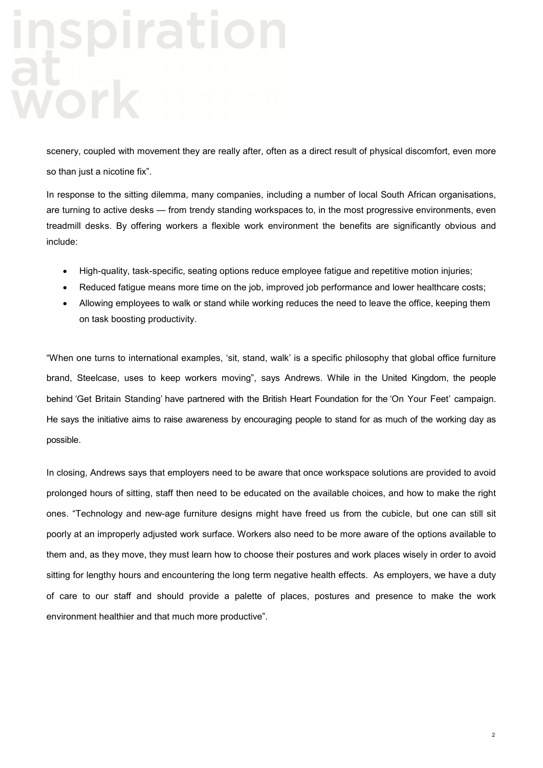scenery, coupled with movement they are really after, often as a direct result of physical discomfort, even more so than just a nicotine fix".

In response to the sitting dilemma, many companies, including a number of local South African organisations, are turning to active desks — from trendy standing workspaces to, in the most progressive environments, even treadmill desks. By offering workers a flexible work environment the benefits are significantly obvious and include:

- High-quality, task-specific, seating options reduce employee fatigue and repetitive motion injuries;
- Reduced fatigue means more time on the job, improved job performance and lower healthcare costs;
- Allowing employees to walk or stand while working reduces the need to leave the office, keeping them on task boosting productivity.

"When one turns to international examples, 'sit, stand, walk' is a specific philosophy that global office furniture brand, Steelcase, uses to keep workers moving", says Andrews. While in the United Kingdom, the people behind 'Get Britain Standing' have partnered with the British Heart Foundation for the 'On Your Feet' campaign. He says the initiative aims to raise awareness by encouraging people to stand for as much of the working day as possible.

In closing, Andrews says that employers need to be aware that once workspace solutions are provided to avoid prolonged hours of sitting, staff then need to be educated on the available choices, and how to make the right ones. "Technology and new-age furniture designs might have freed us from the cubicle, but one can still sit poorly at an improperly adjusted work surface. Workers also need to be more aware of the options available to them and, as they move, they must learn how to choose their postures and work places wisely in order to avoid sitting for lengthy hours and encountering the long term negative health effects. As employers, we have a duty of care to our staff and should provide a palette of places, postures and presence to make the work environment healthier and that much more productive".